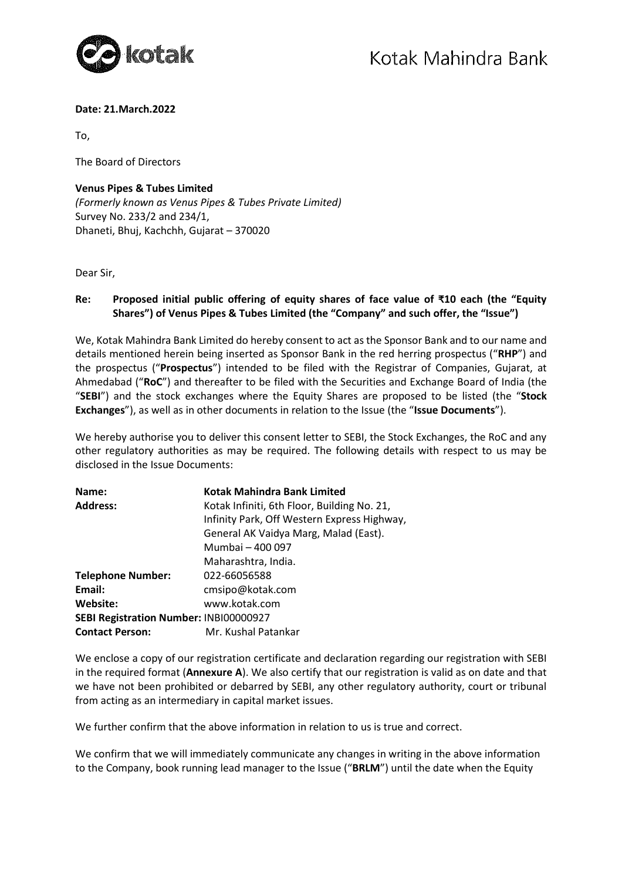Kotak Mahindra Bank

**Date: 21.March.2022**

To,

The Board of Directors

**Venus Pipes & Tubes Limited**
*(Formerly known as Venus Pipes & Tubes Private Limited)*
Survey No. 233/2 and 234/1,
Dhaneti, Bhuj, Kachchh, Gujarat – 370020

Dear Sir,

**Re: Proposed initial public offering of equity shares of face value of ₹10 each (the "Equity Shares") of Venus Pipes & Tubes Limited (the "Company" and such offer, the "Issue")**

We, Kotak Mahindra Bank Limited do hereby consent to act as the Sponsor Bank and to our name and details mentioned herein being inserted as Sponsor Bank in the red herring prospectus ("**RHP**") and the prospectus ("**Prospectus**") intended to be filed with the Registrar of Companies, Gujarat, at Ahmedabad ("**RoC**") and thereafter to be filed with the Securities and Exchange Board of India (the "**SEBI**") and the stock exchanges where the Equity Shares are proposed to be listed (the "**Stock Exchanges**"), as well as in other documents in relation to the Issue (the "**Issue Documents**").

We hereby authorise you to deliver this consent letter to SEBI, the Stock Exchanges, the RoC and any other regulatory authorities as may be required. The following details with respect to us may be disclosed in the Issue Documents:

| | |
|---|---|
| **Name:** | **Kotak Mahindra Bank Limited** |
| **Address:** | Kotak Infiniti, 6th Floor, Building No. 21, Infinity Park, Off Western Express Highway, General AK Vaidya Marg, Malad (East). Mumbai – 400 097 Maharashtra, India. |
| **Telephone Number:** | 022-66056588 |
| **Email:** | cmsipo@kotak.com |
| **Website:** | www.kotak.com |
| **SEBI Registration Number:** | INBI00000927 |
| **Contact Person:** | Mr. Kushal Patankar |

We enclose a copy of our registration certificate and declaration regarding our registration with SEBI in the required format (**Annexure A**). We also certify that our registration is valid as on date and that we have not been prohibited or debarred by SEBI, any other regulatory authority, court or tribunal from acting as an intermediary in capital market issues.

We further confirm that the above information in relation to us is true and correct.

We confirm that we will immediately communicate any changes in writing in the above information to the Company, book running lead manager to the Issue ("**BRLM**") until the date when the Equity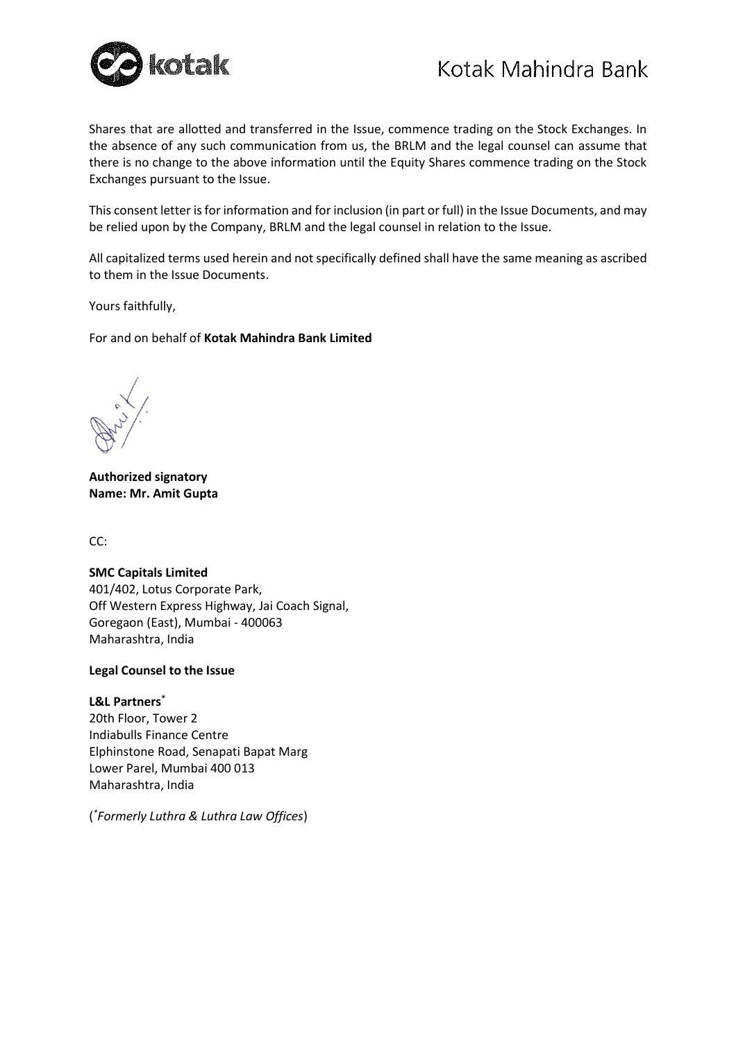Shares that are allotted and transferred in the Issue, commence trading on the Stock Exchanges. In the absence of any such communication from us, the BRLM and the legal counsel can assume that there is no change to the above information until the Equity Shares commence trading on the Stock Exchanges pursuant to the Issue.

This consent letter is for information and for inclusion (in part or full) in the Issue Documents, and may be relied upon by the Company, BRLM and the legal counsel in relation to the Issue.

All capitalized terms used herein and not specifically defined shall have the same meaning as ascribed to them in the Issue Documents.

Yours faithfully,

For and on behalf of **Kotak Mahindra Bank Limited**

**Authorized signatory**
**Name: Mr. Amit Gupta**

CC:

**SMC Capitals Limited**
401/402, Lotus Corporate Park,
Off Western Express Highway, Jai Coach Signal,
Goregaon (East), Mumbai - 400063
Maharashtra, India

**Legal Counsel to the Issue**

**L&L Partners***
20th Floor, Tower 2
Indiabulls Finance Centre
Elphinstone Road, Senapati Bapat Marg
Lower Parel, Mumbai 400 013
Maharashtra, India

(**Formerly Luthra & Luthra Law Offices*)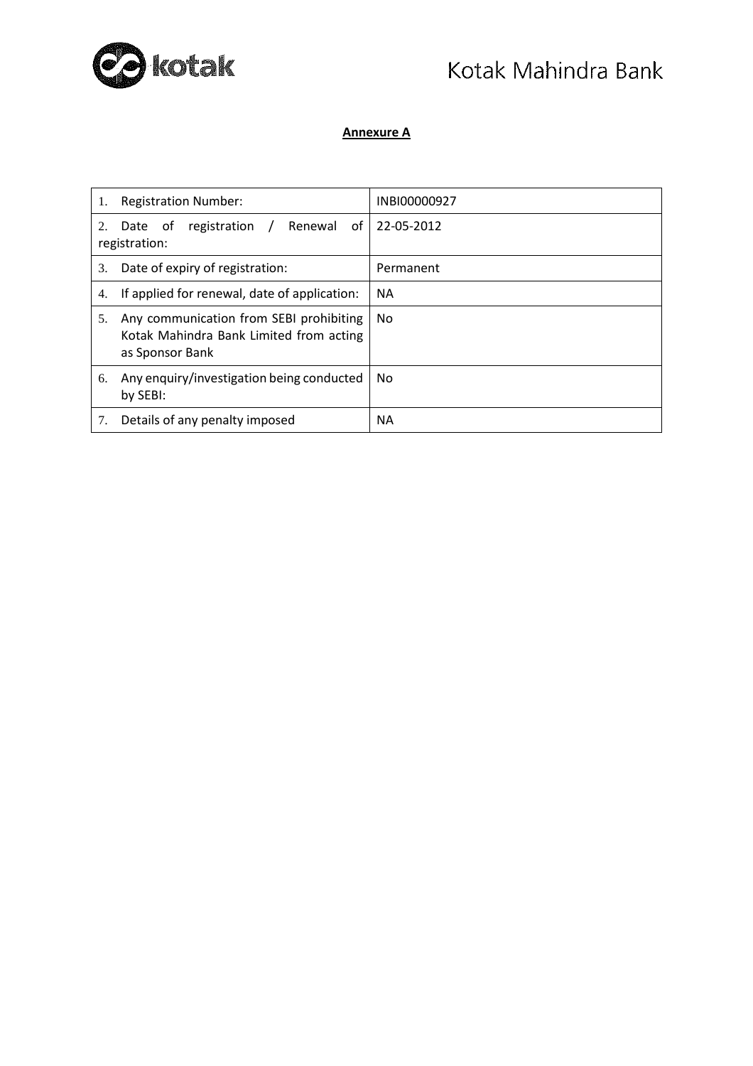## Annexure A

| | |
|---|---|
| 1. Registration Number: | INBI00000927 |
| 2. Date of registration / Renewal of registration: | 22-05-2012 |
| 3. Date of expiry of registration: | Permanent |
| 4. If applied for renewal, date of application: | NA |
| 5. Any communication from SEBI prohibiting Kotak Mahindra Bank Limited from acting as Sponsor Bank | No |
| 6. Any enquiry/investigation being conducted by SEBI: | No |
| 7. Details of any penalty imposed | NA |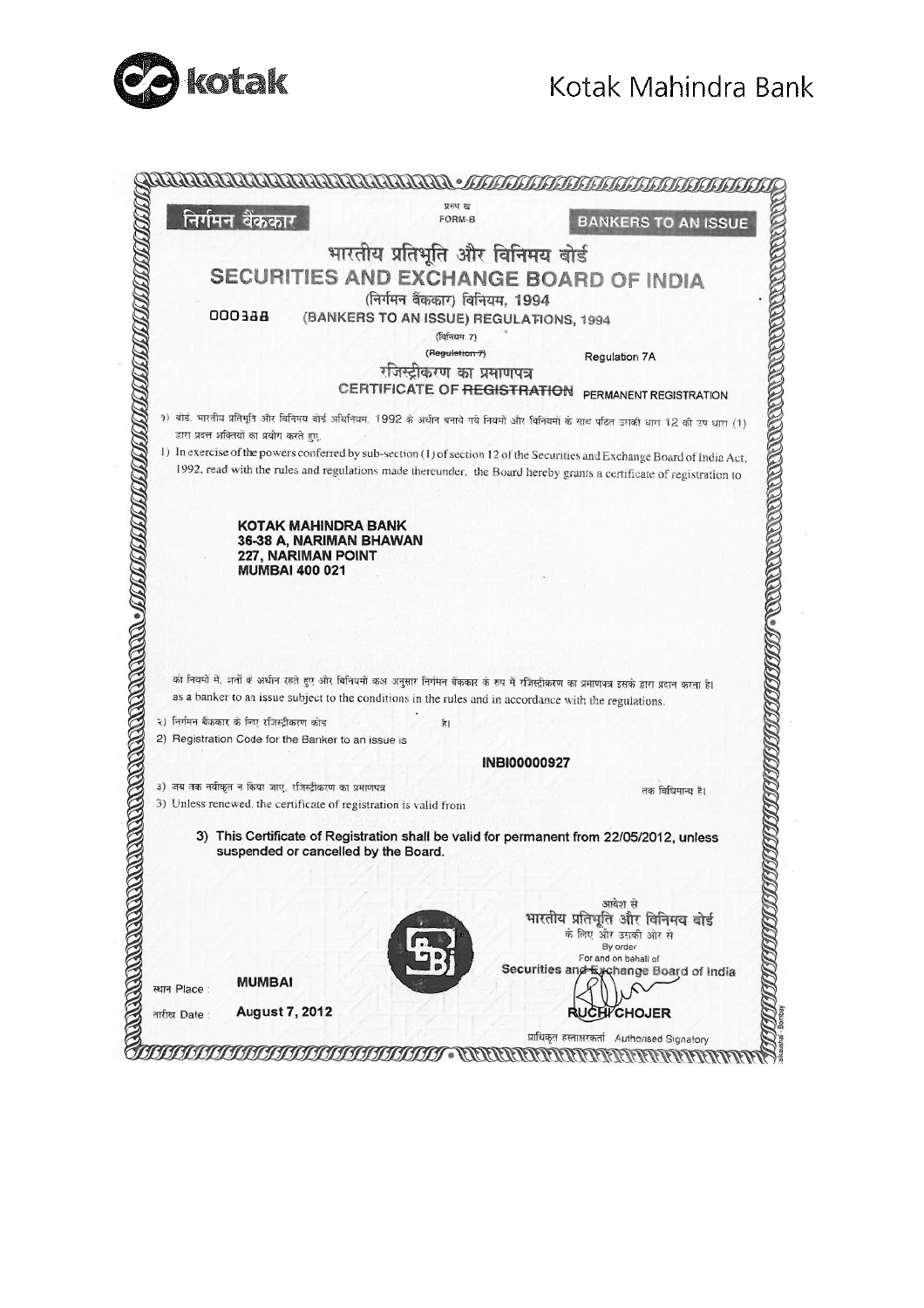kotak

Kotak Mahindra Bank

निर्गमन बैंककार

प्ररूप ख
FORM-B

BANKERS TO AN ISSUE

# भारतीय प्रतिभूति और विनिमय बोर्ड
# SECURITIES AND EXCHANGE BOARD OF INDIA

(निर्गमन बैंककार) विनियम, 1994

000388 (BANKERS TO AN ISSUE) REGULATIONS, 1994

(विनियम 7)

~~(Regulation 7)~~ Regulation 7A

## रजिस्ट्रीकरण का प्रमाणपत्र
## CERTIFICATE OF ~~REGISTRATION~~ PERMANENT REGISTRATION

१) बोर्ड, भारतीय प्रतिभूति और विनिमय बोर्ड अधिनियम, 1992 के अधीन बनाये गये नियमों और विनियमों के साथ पठित उसकी धारा 12 की उप धारा (1) द्वारा प्रदत्त शक्तियों का प्रयोग करते हुए,

1) In exercise of the powers conferred by sub-section (1) of section 12 of the Securities and Exchange Board of India Act, 1992, read with the rules and regulations made thereunder, the Board hereby grants a certificate of registration to

**KOTAK MAHINDRA BANK**
**36-38 A, NARIMAN BHAWAN**
**227, NARIMAN POINT**
**MUMBAI 400 021**

को नियमों में, शर्तों के अधीन रहते हुए और विनियमों कथ अनुसार निर्गमन बैंककार के रुप में रजिस्ट्रीकरण का प्रमाणपत्र इसके द्वारा प्रदान करता है।

as a banker to an issue subject to the conditions in the rules and in accordance with the regulations.

२) निर्गमन बैंककार के लिए रजिस्ट्रीकरण कोड है।

2) Registration Code for the Banker to an issue is

**INBI00000927**

३) जब तक नवीकृत न किया जाए, रजिस्ट्रीकरण का प्रमाणपत्र तक विधिमान्य है।

3) Unless renewed, the certificate of registration is valid from

**3) This Certificate of Registration shall be valid for permanent from 22/05/2012, unless suspended or cancelled by the Board.**

आदेश से
भारतीय प्रतिभूति और विनिमय बोर्ड
के लिए और उसकी ओर से
By order
For and on behalf of
Securities and Exchange Board of India

स्थान Place : **MUMBAI**

तारीख Date : **August 7, 2012**

**RUCHI CHOJER**
प्राधिकृत हस्ताक्षरकर्ता Authorised Signatory